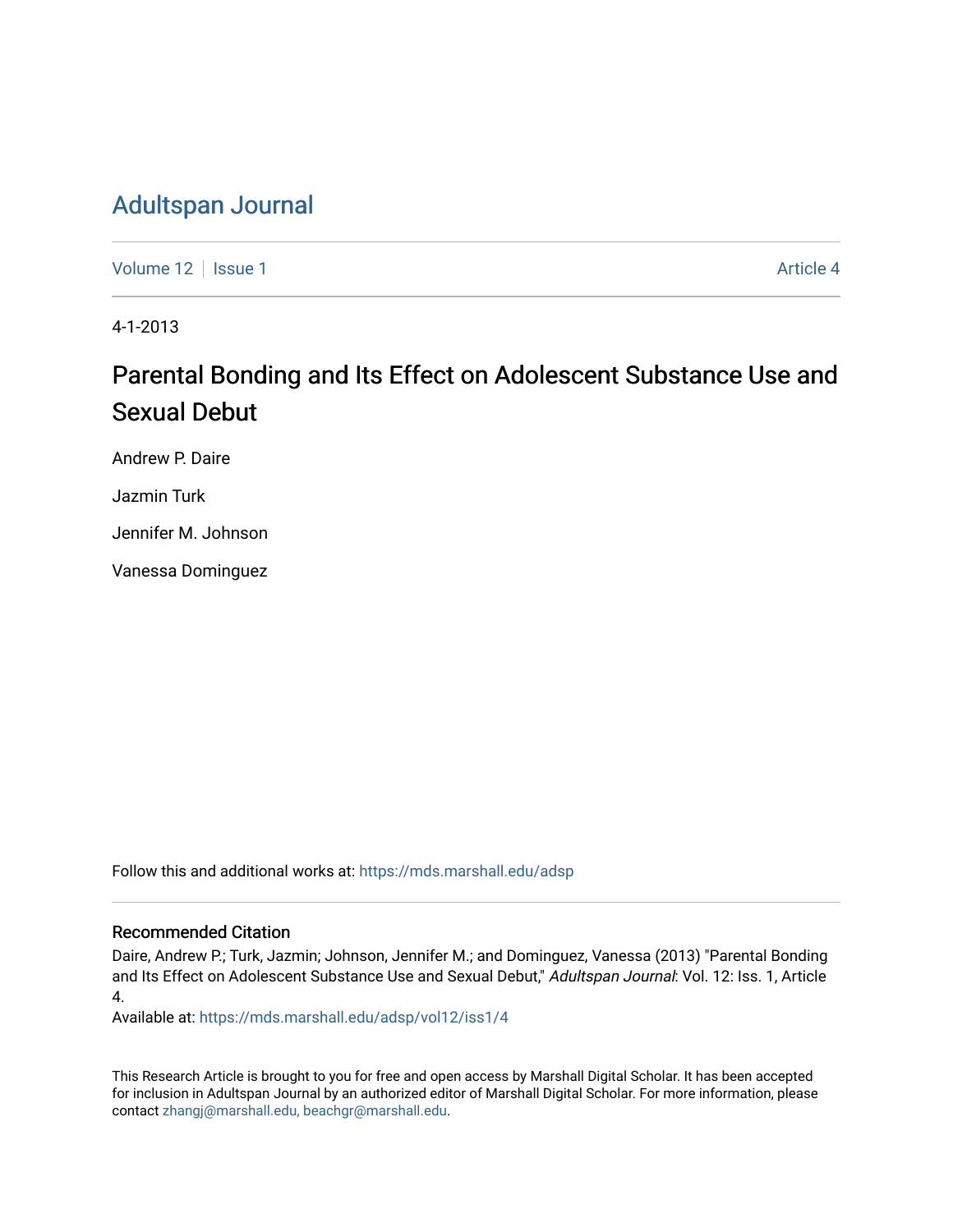# Adultspan Journal

Volume 12 | Issue 1 | Article 4

4-1-2013

## Parental Bonding and Its Effect on Adolescent Substance Use and Sexual Debut

Andrew P. Daire

Jazmin Turk

Jennifer M. Johnson

Vanessa Dominguez

Follow this and additional works at: https://mds.marshall.edu/adsp

### Recommended Citation

Daire, Andrew P.; Turk, Jazmin; Johnson, Jennifer M.; and Dominguez, Vanessa (2013) "Parental Bonding and Its Effect on Adolescent Substance Use and Sexual Debut," *Adultspan Journal*: Vol. 12: Iss. 1, Article 4.

Available at: https://mds.marshall.edu/adsp/vol12/iss1/4

This Research Article is brought to you for free and open access by Marshall Digital Scholar. It has been accepted for inclusion in Adultspan Journal by an authorized editor of Marshall Digital Scholar. For more information, please contact zhangj@marshall.edu, beachgr@marshall.edu.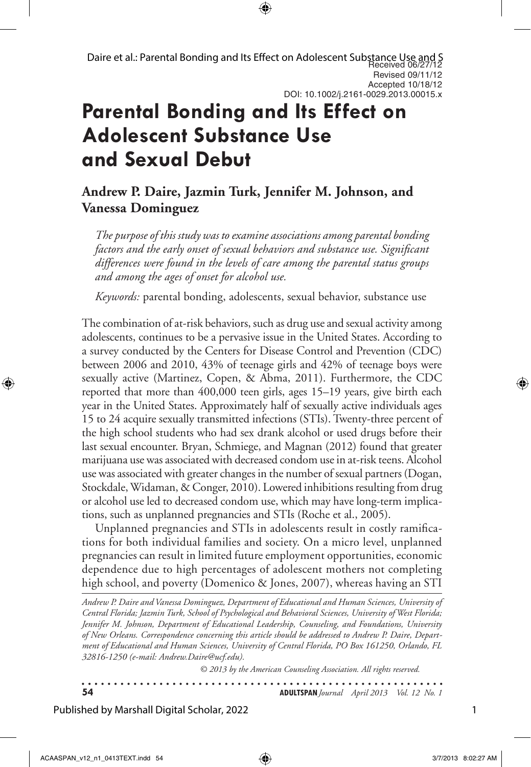Received 06/27/12
Revised 09/11/12
Accepted 10/18/12
DOI: 10.1002/j.2161-0029.2013.00015.x

# Parental Bonding and Its Effect on Adolescent Substance Use and Sexual Debut

**Andrew P. Daire, Jazmin Turk, Jennifer M. Johnson, and Vanessa Dominguez**

*The purpose of this study was to examine associations among parental bonding factors and the early onset of sexual behaviors and substance use. Significant differences were found in the levels of care among the parental status groups and among the ages of onset for alcohol use.*

*Keywords:* parental bonding, adolescents, sexual behavior, substance use

The combination of at-risk behaviors, such as drug use and sexual activity among adolescents, continues to be a pervasive issue in the United States. According to a survey conducted by the Centers for Disease Control and Prevention (CDC) between 2006 and 2010, 43% of teenage girls and 42% of teenage boys were sexually active (Martinez, Copen, & Abma, 2011). Furthermore, the CDC reported that more than 400,000 teen girls, ages 15–19 years, give birth each year in the United States. Approximately half of sexually active individuals ages 15 to 24 acquire sexually transmitted infections (STIs). Twenty-three percent of the high school students who had sex drank alcohol or used drugs before their last sexual encounter. Bryan, Schmiege, and Magnan (2012) found that greater marijuana use was associated with decreased condom use in at-risk teens. Alcohol use was associated with greater changes in the number of sexual partners (Dogan, Stockdale, Widaman, & Conger, 2010). Lowered inhibitions resulting from drug or alcohol use led to decreased condom use, which may have long-term implications, such as unplanned pregnancies and STIs (Roche et al., 2005).

Unplanned pregnancies and STIs in adolescents result in costly ramifications for both individual families and society. On a micro level, unplanned pregnancies can result in limited future employment opportunities, economic dependence due to high percentages of adolescent mothers not completing high school, and poverty (Domenico & Jones, 2007), whereas having an STI

*Andrew P. Daire and Vanessa Dominguez, Department of Educational and Human Sciences, University of Central Florida; Jazmin Turk, School of Psychological and Behavioral Sciences, University of West Florida; Jennifer M. Johnson, Department of Educational Leadership, Counseling, and Foundations, University of New Orleans. Correspondence concerning this article should be addressed to Andrew P. Daire, Department of Educational and Human Sciences, University of Central Florida, PO Box 161250, Orlando, FL 32816-1250 (e-mail: Andrew.Daire@ucf.edu).*

*© 2013 by the American Counseling Association. All rights reserved.*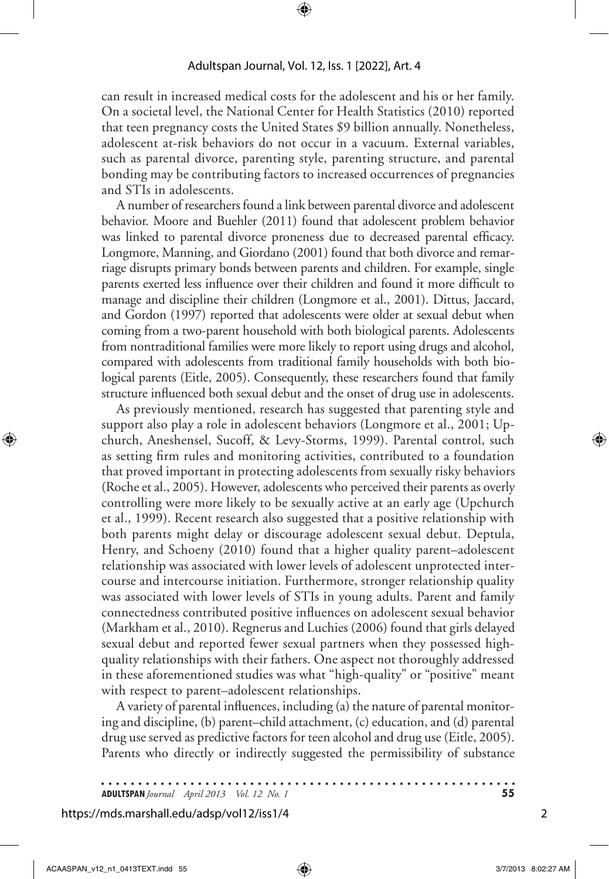can result in increased medical costs for the adolescent and his or her family. On a societal level, the National Center for Health Statistics (2010) reported that teen pregnancy costs the United States $9 billion annually. Nonetheless, adolescent at-risk behaviors do not occur in a vacuum. External variables, such as parental divorce, parenting style, parenting structure, and parental bonding may be contributing factors to increased occurrences of pregnancies and STIs in adolescents.

A number of researchers found a link between parental divorce and adolescent behavior. Moore and Buehler (2011) found that adolescent problem behavior was linked to parental divorce proneness due to decreased parental efficacy. Longmore, Manning, and Giordano (2001) found that both divorce and remarriage disrupts primary bonds between parents and children. For example, single parents exerted less influence over their children and found it more difficult to manage and discipline their children (Longmore et al., 2001). Dittus, Jaccard, and Gordon (1997) reported that adolescents were older at sexual debut when coming from a two-parent household with both biological parents. Adolescents from nontraditional families were more likely to report using drugs and alcohol, compared with adolescents from traditional family households with both biological parents (Eitle, 2005). Consequently, these researchers found that family structure influenced both sexual debut and the onset of drug use in adolescents.

As previously mentioned, research has suggested that parenting style and support also play a role in adolescent behaviors (Longmore et al., 2001; Upchurch, Aneshensel, Sucoff, & Levy-Storms, 1999). Parental control, such as setting firm rules and monitoring activities, contributed to a foundation that proved important in protecting adolescents from sexually risky behaviors (Roche et al., 2005). However, adolescents who perceived their parents as overly controlling were more likely to be sexually active at an early age (Upchurch et al., 1999). Recent research also suggested that a positive relationship with both parents might delay or discourage adolescent sexual debut. Deptula, Henry, and Schoeny (2010) found that a higher quality parent–adolescent relationship was associated with lower levels of adolescent unprotected intercourse and intercourse initiation. Furthermore, stronger relationship quality was associated with lower levels of STIs in young adults. Parent and family connectedness contributed positive influences on adolescent sexual behavior (Markham et al., 2010). Regnerus and Luchies (2006) found that girls delayed sexual debut and reported fewer sexual partners when they possessed high-quality relationships with their fathers. One aspect not thoroughly addressed in these aforementioned studies was what "high-quality" or "positive" meant with respect to parent–adolescent relationships.

A variety of parental influences, including (a) the nature of parental monitoring and discipline, (b) parent–child attachment, (c) education, and (d) parental drug use served as predictive factors for teen alcohol and drug use (Eitle, 2005). Parents who directly or indirectly suggested the permissibility of substance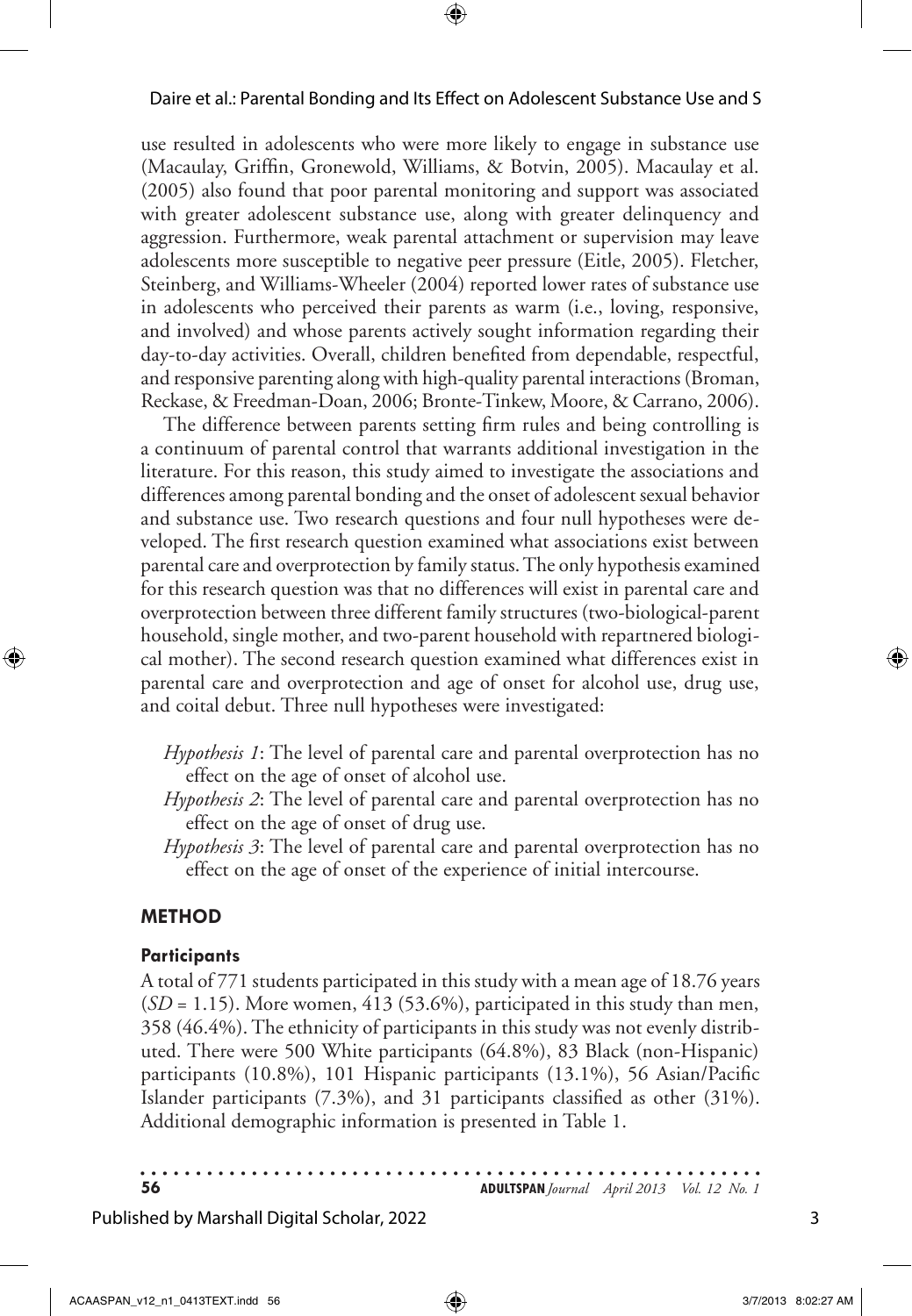use resulted in adolescents who were more likely to engage in substance use (Macaulay, Griffin, Gronewold, Williams, & Botvin, 2005). Macaulay et al. (2005) also found that poor parental monitoring and support was associated with greater adolescent substance use, along with greater delinquency and aggression. Furthermore, weak parental attachment or supervision may leave adolescents more susceptible to negative peer pressure (Eitle, 2005). Fletcher, Steinberg, and Williams-Wheeler (2004) reported lower rates of substance use in adolescents who perceived their parents as warm (i.e., loving, responsive, and involved) and whose parents actively sought information regarding their day-to-day activities. Overall, children benefited from dependable, respectful, and responsive parenting along with high-quality parental interactions (Broman, Reckase, & Freedman-Doan, 2006; Bronte-Tinkew, Moore, & Carrano, 2006).

The difference between parents setting firm rules and being controlling is a continuum of parental control that warrants additional investigation in the literature. For this reason, this study aimed to investigate the associations and differences among parental bonding and the onset of adolescent sexual behavior and substance use. Two research questions and four null hypotheses were developed. The first research question examined what associations exist between parental care and overprotection by family status. The only hypothesis examined for this research question was that no differences will exist in parental care and overprotection between three different family structures (two-biological-parent household, single mother, and two-parent household with repartnered biological mother). The second research question examined what differences exist in parental care and overprotection and age of onset for alcohol use, drug use, and coital debut. Three null hypotheses were investigated:

*Hypothesis 1*: The level of parental care and parental overprotection has no effect on the age of onset of alcohol use.

*Hypothesis 2*: The level of parental care and parental overprotection has no effect on the age of onset of drug use.

*Hypothesis 3*: The level of parental care and parental overprotection has no effect on the age of onset of the experience of initial intercourse.

## METHOD

### Participants

A total of 771 students participated in this study with a mean age of 18.76 years (*SD* = 1.15). More women, 413 (53.6%), participated in this study than men, 358 (46.4%). The ethnicity of participants in this study was not evenly distributed. There were 500 White participants (64.8%), 83 Black (non-Hispanic) participants (10.8%), 101 Hispanic participants (13.1%), 56 Asian/Pacific Islander participants (7.3%), and 31 participants classified as other (31%). Additional demographic information is presented in Table 1.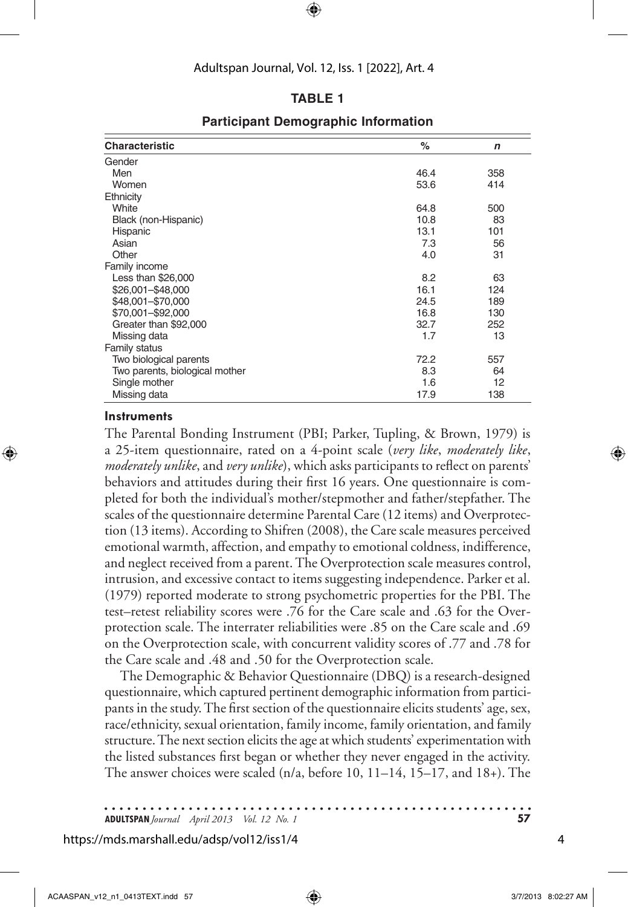**TABLE 1**

**Participant Demographic Information**

| Characteristic | % | *n* |
|---|---|---|
| Gender | | |
| Men | 46.4 | 358 |
| Women | 53.6 | 414 |
| Ethnicity | | |
| White | 64.8 | 500 |
| Black (non-Hispanic) | 10.8 | 83 |
| Hispanic | 13.1 | 101 |
| Asian | 7.3 | 56 |
| Other | 4.0 | 31 |
| Family income | | |
| Less than $26,000 | 8.2 | 63 |
| $26,001–$48,000 | 16.1 | 124 |
| $48,001–$70,000 | 24.5 | 189 |
| $70,001–$92,000 | 16.8 | 130 |
| Greater than $92,000 | 32.7 | 252 |
| Missing data | 1.7 | 13 |
| Family status | | |
| Two biological parents | 72.2 | 557 |
| Two parents, biological mother | 8.3 | 64 |
| Single mother | 1.6 | 12 |
| Missing data | 17.9 | 138 |

### Instruments

The Parental Bonding Instrument (PBI; Parker, Tupling, & Brown, 1979) is a 25-item questionnaire, rated on a 4-point scale (*very like*, *moderately like*, *moderately unlike*, and *very unlike*), which asks participants to reflect on parents' behaviors and attitudes during their first 16 years. One questionnaire is completed for both the individual's mother/stepmother and father/stepfather. The scales of the questionnaire determine Parental Care (12 items) and Overprotection (13 items). According to Shifren (2008), the Care scale measures perceived emotional warmth, affection, and empathy to emotional coldness, indifference, and neglect received from a parent. The Overprotection scale measures control, intrusion, and excessive contact to items suggesting independence. Parker et al. (1979) reported moderate to strong psychometric properties for the PBI. The test–retest reliability scores were .76 for the Care scale and .63 for the Overprotection scale. The interrater reliabilities were .85 on the Care scale and .69 on the Overprotection scale, with concurrent validity scores of .77 and .78 for the Care scale and .48 and .50 for the Overprotection scale.

The Demographic & Behavior Questionnaire (DBQ) is a research-designed questionnaire, which captured pertinent demographic information from participants in the study. The first section of the questionnaire elicits students' age, sex, race/ethnicity, sexual orientation, family income, family orientation, and family structure. The next section elicits the age at which students' experimentation with the listed substances first began or whether they never engaged in the activity. The answer choices were scaled (n/a, before 10, 11–14, 15–17, and 18+). The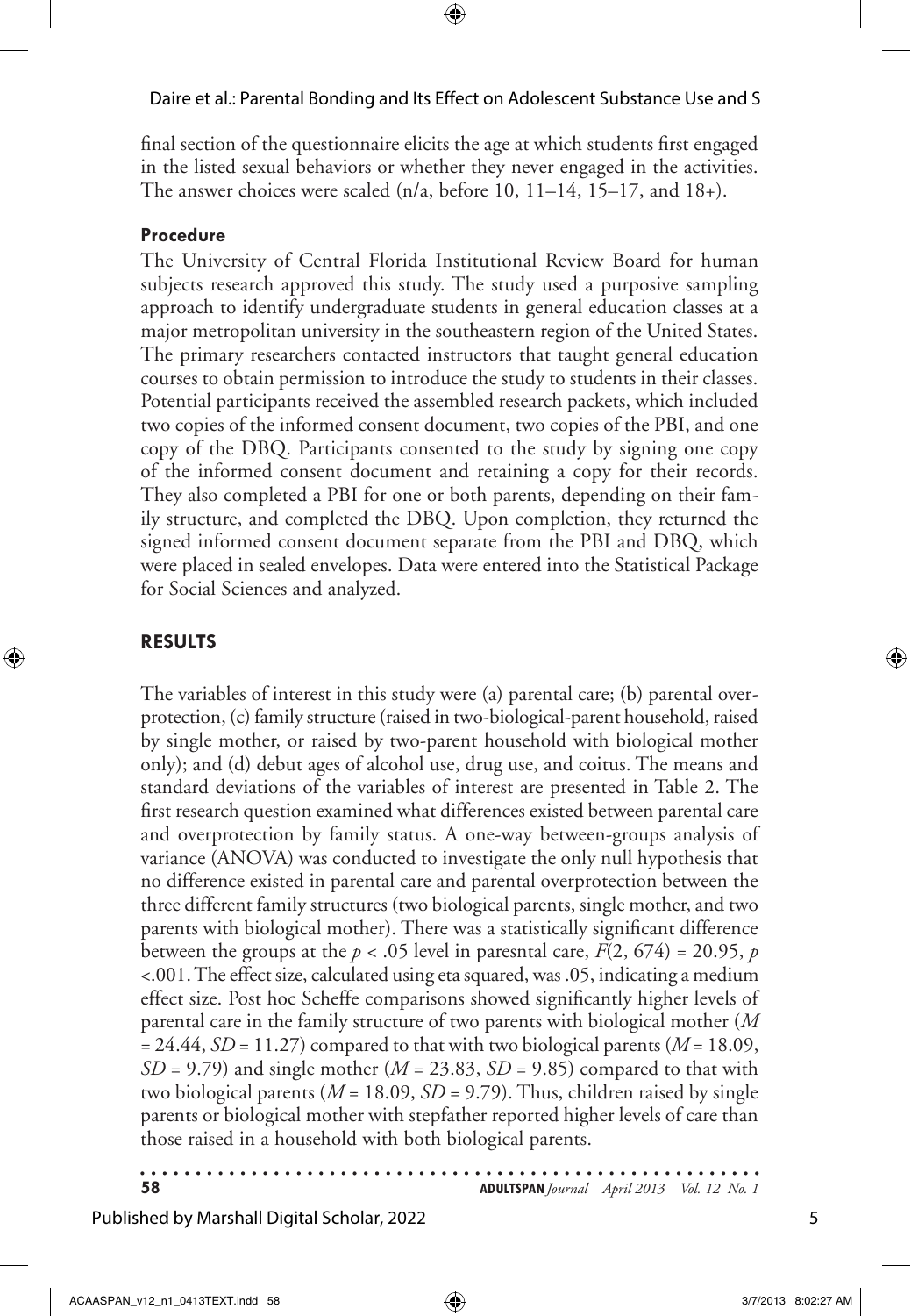final section of the questionnaire elicits the age at which students first engaged in the listed sexual behaviors or whether they never engaged in the activities. The answer choices were scaled (n/a, before 10, 11–14, 15–17, and 18+).

### Procedure

The University of Central Florida Institutional Review Board for human subjects research approved this study. The study used a purposive sampling approach to identify undergraduate students in general education classes at a major metropolitan university in the southeastern region of the United States. The primary researchers contacted instructors that taught general education courses to obtain permission to introduce the study to students in their classes. Potential participants received the assembled research packets, which included two copies of the informed consent document, two copies of the PBI, and one copy of the DBQ. Participants consented to the study by signing one copy of the informed consent document and retaining a copy for their records. They also completed a PBI for one or both parents, depending on their family structure, and completed the DBQ. Upon completion, they returned the signed informed consent document separate from the PBI and DBQ, which were placed in sealed envelopes. Data were entered into the Statistical Package for Social Sciences and analyzed.

## RESULTS

The variables of interest in this study were (a) parental care; (b) parental overprotection, (c) family structure (raised in two-biological-parent household, raised by single mother, or raised by two-parent household with biological mother only); and (d) debut ages of alcohol use, drug use, and coitus. The means and standard deviations of the variables of interest are presented in Table 2. The first research question examined what differences existed between parental care and overprotection by family status. A one-way between-groups analysis of variance (ANOVA) was conducted to investigate the only null hypothesis that no difference existed in parental care and parental overprotection between the three different family structures (two biological parents, single mother, and two parents with biological mother). There was a statistically significant difference between the groups at the $p < .05$ level in paresntal care, $F(2, 674) = 20.95$, $p < .001$. The effect size, calculated using eta squared, was .05, indicating a medium effect size. Post hoc Scheffe comparisons showed significantly higher levels of parental care in the family structure of two parents with biological mother ($M = 24.44$, $SD = 11.27$) compared to that with two biological parents ($M = 18.09$, $SD = 9.79$) and single mother ($M = 23.83$, $SD = 9.85$) compared to that with two biological parents ($M = 18.09$, $SD = 9.79$). Thus, children raised by single parents or biological mother with stepfather reported higher levels of care than those raised in a household with both biological parents.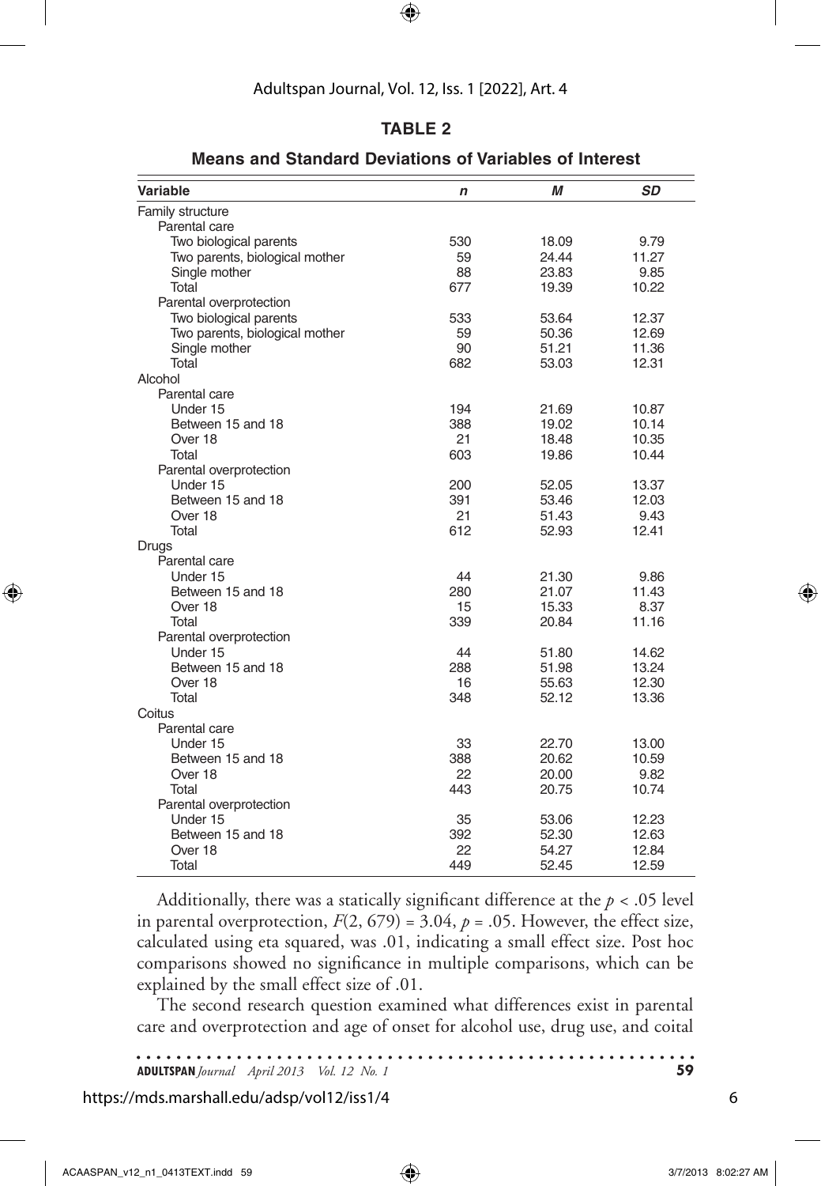**TABLE 2**

**Means and Standard Deviations of Variables of Interest**

| Variable | *n* | *M* | *SD* |
|---|---|---|---|
| Family structure | | | |
| Parental care | | | |
| Two biological parents | 530 | 18.09 | 9.79 |
| Two parents, biological mother | 59 | 24.44 | 11.27 |
| Single mother | 88 | 23.83 | 9.85 |
| Total | 677 | 19.39 | 10.22 |
| Parental overprotection | | | |
| Two biological parents | 533 | 53.64 | 12.37 |
| Two parents, biological mother | 59 | 50.36 | 12.69 |
| Single mother | 90 | 51.21 | 11.36 |
| Total | 682 | 53.03 | 12.31 |
| Alcohol | | | |
| Parental care | | | |
| Under 15 | 194 | 21.69 | 10.87 |
| Between 15 and 18 | 388 | 19.02 | 10.14 |
| Over 18 | 21 | 18.48 | 10.35 |
| Total | 603 | 19.86 | 10.44 |
| Parental overprotection | | | |
| Under 15 | 200 | 52.05 | 13.37 |
| Between 15 and 18 | 391 | 53.46 | 12.03 |
| Over 18 | 21 | 51.43 | 9.43 |
| Total | 612 | 52.93 | 12.41 |
| Drugs | | | |
| Parental care | | | |
| Under 15 | 44 | 21.30 | 9.86 |
| Between 15 and 18 | 280 | 21.07 | 11.43 |
| Over 18 | 15 | 15.33 | 8.37 |
| Total | 339 | 20.84 | 11.16 |
| Parental overprotection | | | |
| Under 15 | 44 | 51.80 | 14.62 |
| Between 15 and 18 | 288 | 51.98 | 13.24 |
| Over 18 | 16 | 55.63 | 12.30 |
| Total | 348 | 52.12 | 13.36 |
| Coitus | | | |
| Parental care | | | |
| Under 15 | 33 | 22.70 | 13.00 |
| Between 15 and 18 | 388 | 20.62 | 10.59 |
| Over 18 | 22 | 20.00 | 9.82 |
| Total | 443 | 20.75 | 10.74 |
| Parental overprotection | | | |
| Under 15 | 35 | 53.06 | 12.23 |
| Between 15 and 18 | 392 | 52.30 | 12.63 |
| Over 18 | 22 | 54.27 | 12.84 |
| Total | 449 | 52.45 | 12.59 |

Additionally, there was a statically significant difference at the $p < .05$ level in parental overprotection, $F(2, 679) = 3.04$, $p = .05$. However, the effect size, calculated using eta squared, was .01, indicating a small effect size. Post hoc comparisons showed no significance in multiple comparisons, which can be explained by the small effect size of .01.

The second research question examined what differences exist in parental care and overprotection and age of onset for alcohol use, drug use, and coital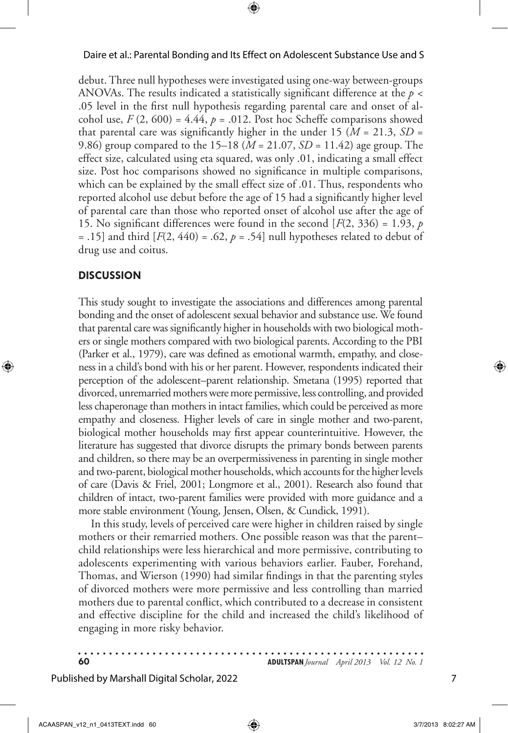debut. Three null hypotheses were investigated using one-way between-groups ANOVAs. The results indicated a statistically significant difference at the $p < .05$ level in the first null hypothesis regarding parental care and onset of alcohol use, $F(2, 600) = 4.44$, $p = .012$. Post hoc Scheffe comparisons showed that parental care was significantly higher in the under 15 ($M = 21.3$, $SD = 9.86$) group compared to the 15–18 ($M = 21.07$, $SD = 11.42$) age group. The effect size, calculated using eta squared, was only .01, indicating a small effect size. Post hoc comparisons showed no significance in multiple comparisons, which can be explained by the small effect size of .01. Thus, respondents who reported alcohol use debut before the age of 15 had a significantly higher level of parental care than those who reported onset of alcohol use after the age of 15. No significant differences were found in the second [$F(2, 336) = 1.93$, $p = .15$] and third [$F(2, 440) = .62$, $p = .54$] null hypotheses related to debut of drug use and coitus.

## DISCUSSION

This study sought to investigate the associations and differences among parental bonding and the onset of adolescent sexual behavior and substance use. We found that parental care was significantly higher in households with two biological mothers or single mothers compared with two biological parents. According to the PBI (Parker et al., 1979), care was defined as emotional warmth, empathy, and closeness in a child's bond with his or her parent. However, respondents indicated their perception of the adolescent–parent relationship. Smetana (1995) reported that divorced, unremarried mothers were more permissive, less controlling, and provided less chaperonage than mothers in intact families, which could be perceived as more empathy and closeness. Higher levels of care in single mother and two-parent, biological mother households may first appear counterintuitive. However, the literature has suggested that divorce disrupts the primary bonds between parents and children, so there may be an overpermissiveness in parenting in single mother and two-parent, biological mother households, which accounts for the higher levels of care (Davis & Friel, 2001; Longmore et al., 2001). Research also found that children of intact, two-parent families were provided with more guidance and a more stable environment (Young, Jensen, Olsen, & Cundick, 1991).

In this study, levels of perceived care were higher in children raised by single mothers or their remarried mothers. One possible reason was that the parent–child relationships were less hierarchical and more permissive, contributing to adolescents experimenting with various behaviors earlier. Fauber, Forehand, Thomas, and Wierson (1990) had similar findings in that the parenting styles of divorced mothers were more permissive and less controlling than married mothers due to parental conflict, which contributed to a decrease in consistent and effective discipline for the child and increased the child's likelihood of engaging in more risky behavior.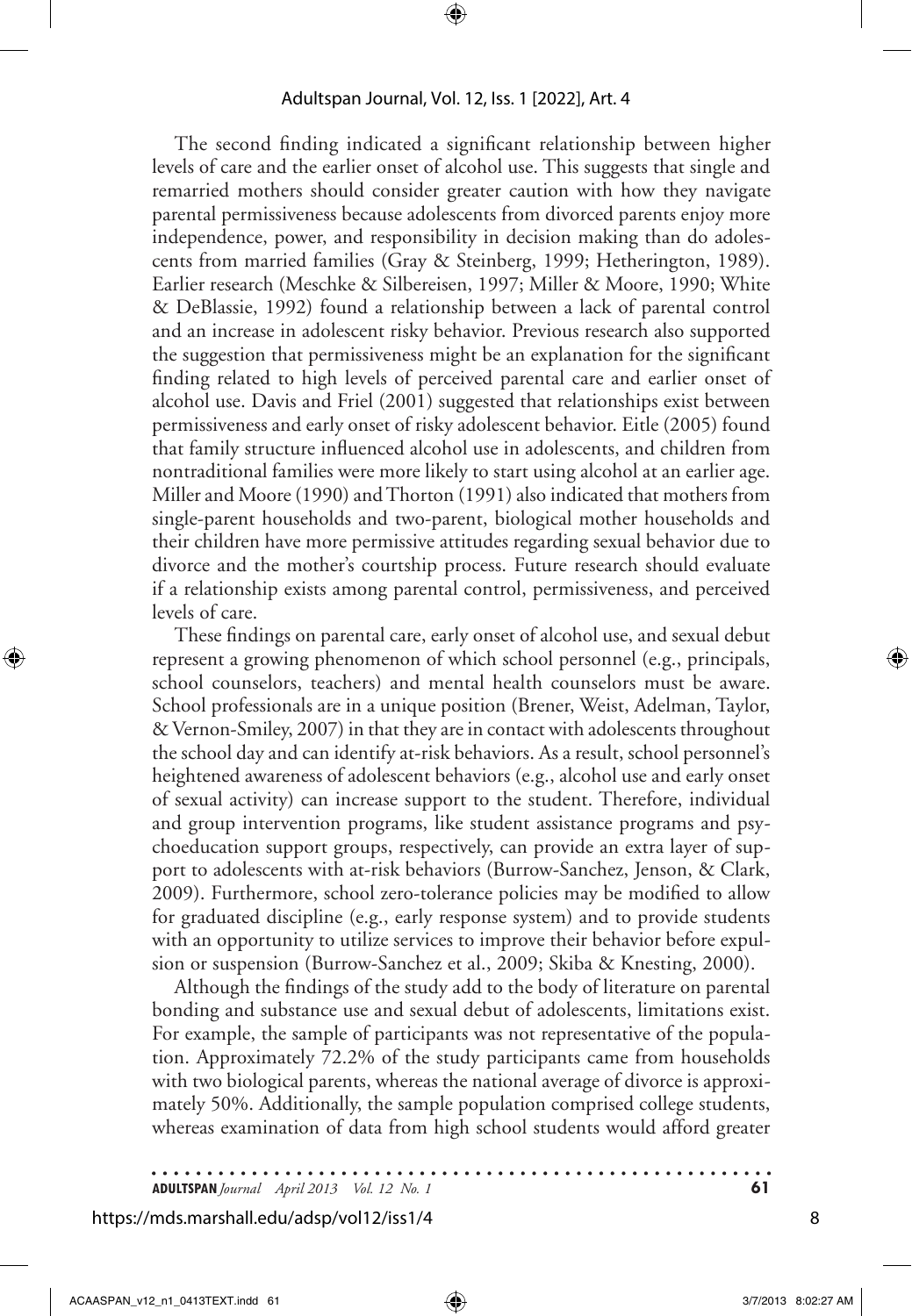The second finding indicated a significant relationship between higher levels of care and the earlier onset of alcohol use. This suggests that single and remarried mothers should consider greater caution with how they navigate parental permissiveness because adolescents from divorced parents enjoy more independence, power, and responsibility in decision making than do adolescents from married families (Gray & Steinberg, 1999; Hetherington, 1989). Earlier research (Meschke & Silbereisen, 1997; Miller & Moore, 1990; White & DeBlassie, 1992) found a relationship between a lack of parental control and an increase in adolescent risky behavior. Previous research also supported the suggestion that permissiveness might be an explanation for the significant finding related to high levels of perceived parental care and earlier onset of alcohol use. Davis and Friel (2001) suggested that relationships exist between permissiveness and early onset of risky adolescent behavior. Eitle (2005) found that family structure influenced alcohol use in adolescents, and children from nontraditional families were more likely to start using alcohol at an earlier age. Miller and Moore (1990) and Thorton (1991) also indicated that mothers from single-parent households and two-parent, biological mother households and their children have more permissive attitudes regarding sexual behavior due to divorce and the mother's courtship process. Future research should evaluate if a relationship exists among parental control, permissiveness, and perceived levels of care.

These findings on parental care, early onset of alcohol use, and sexual debut represent a growing phenomenon of which school personnel (e.g., principals, school counselors, teachers) and mental health counselors must be aware. School professionals are in a unique position (Brener, Weist, Adelman, Taylor, & Vernon-Smiley, 2007) in that they are in contact with adolescents throughout the school day and can identify at-risk behaviors. As a result, school personnel's heightened awareness of adolescent behaviors (e.g., alcohol use and early onset of sexual activity) can increase support to the student. Therefore, individual and group intervention programs, like student assistance programs and psychoeducation support groups, respectively, can provide an extra layer of support to adolescents with at-risk behaviors (Burrow-Sanchez, Jenson, & Clark, 2009). Furthermore, school zero-tolerance policies may be modified to allow for graduated discipline (e.g., early response system) and to provide students with an opportunity to utilize services to improve their behavior before expulsion or suspension (Burrow-Sanchez et al., 2009; Skiba & Knesting, 2000).

Although the findings of the study add to the body of literature on parental bonding and substance use and sexual debut of adolescents, limitations exist. For example, the sample of participants was not representative of the population. Approximately 72.2% of the study participants came from households with two biological parents, whereas the national average of divorce is approximately 50%. Additionally, the sample population comprised college students, whereas examination of data from high school students would afford greater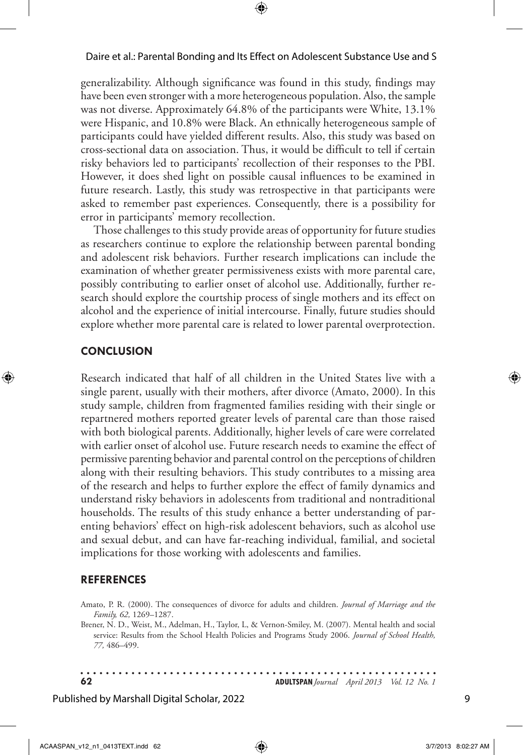generalizability. Although significance was found in this study, findings may have been even stronger with a more heterogeneous population. Also, the sample was not diverse. Approximately 64.8% of the participants were White, 13.1% were Hispanic, and 10.8% were Black. An ethnically heterogeneous sample of participants could have yielded different results. Also, this study was based on cross-sectional data on association. Thus, it would be difficult to tell if certain risky behaviors led to participants' recollection of their responses to the PBI. However, it does shed light on possible causal influences to be examined in future research. Lastly, this study was retrospective in that participants were asked to remember past experiences. Consequently, there is a possibility for error in participants' memory recollection.

Those challenges to this study provide areas of opportunity for future studies as researchers continue to explore the relationship between parental bonding and adolescent risk behaviors. Further research implications can include the examination of whether greater permissiveness exists with more parental care, possibly contributing to earlier onset of alcohol use. Additionally, further research should explore the courtship process of single mothers and its effect on alcohol and the experience of initial intercourse. Finally, future studies should explore whether more parental care is related to lower parental overprotection.

## CONCLUSION

Research indicated that half of all children in the United States live with a single parent, usually with their mothers, after divorce (Amato, 2000). In this study sample, children from fragmented families residing with their single or repartnered mothers reported greater levels of parental care than those raised with both biological parents. Additionally, higher levels of care were correlated with earlier onset of alcohol use. Future research needs to examine the effect of permissive parenting behavior and parental control on the perceptions of children along with their resulting behaviors. This study contributes to a missing area of the research and helps to further explore the effect of family dynamics and understand risky behaviors in adolescents from traditional and nontraditional households. The results of this study enhance a better understanding of parenting behaviors' effect on high-risk adolescent behaviors, such as alcohol use and sexual debut, and can have far-reaching individual, familial, and societal implications for those working with adolescents and families.

## REFERENCES

Amato, P. R. (2000). The consequences of divorce for adults and children. *Journal of Marriage and the Family, 62,* 1269–1287.

Brener, N. D., Weist, M., Adelman, H., Taylor, L, & Vernon-Smiley, M. (2007). Mental health and social service: Results from the School Health Policies and Programs Study 2006. *Journal of School Health, 77,* 486–499.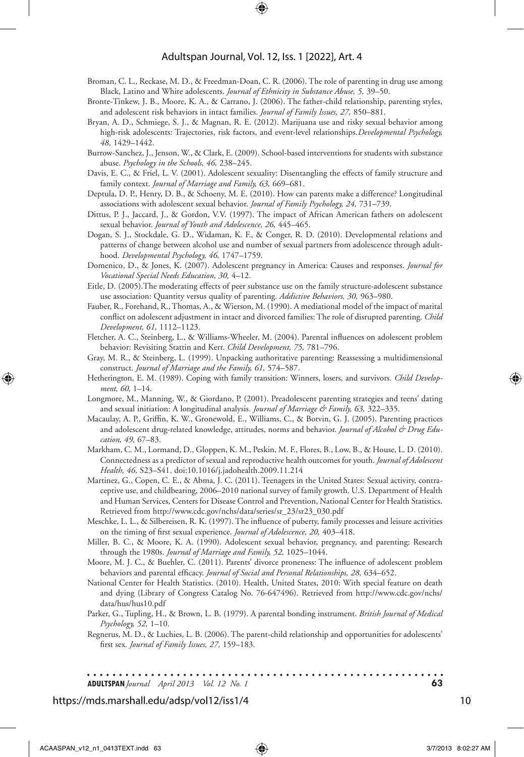Broman, C. L., Reckase, M. D., & Freedman-Doan, C. R. (2006). The role of parenting in drug use among Black, Latino and White adolescents. *Journal of Ethnicity in Substance Abuse, 5,* 39–50.

Bronte-Tinkew, J. B., Moore, K. A., & Carrano, J. (2006). The father-child relationship, parenting styles, and adolescent risk behaviors in intact families. *Journal of Family Issues, 27,* 850–881.

Bryan, A. D., Schmiege, S. J., & Magnan, R. E. (2012). Marijuana use and risky sexual behavior among high-risk adolescents: Trajectories, risk factors, and event-level relationships. *Developmental Psychology, 48,* 1429–1442.

Burrow-Sanchez, J., Jenson, W., & Clark, E. (2009). School-based interventions for students with substance abuse. *Psychology in the Schools, 46,* 238–245.

Davis, E. C., & Friel, L. V. (2001). Adolescent sexuality: Disentangling the effects of family structure and family context. *Journal of Marriage and Family, 63,* 669–681.

Deptula, D. P., Henry, D. B., & Schoeny, M. E. (2010). How can parents make a difference? Longitudinal associations with adolescent sexual behavior. *Journal of Family Psychology, 24,* 731–739.

Dittus, P. J., Jaccard, J., & Gordon, V.V. (1997). The impact of African American fathers on adolescent sexual behavior. *Journal of Youth and Adolescence, 26,* 445–465.

Dogan, S. J., Stockdale, G. D., Widaman, K. F., & Conger, R. D. (2010). Developmental relations and patterns of change between alcohol use and number of sexual partners from adolescence through adulthood. *Developmental Psychology, 46,* 1747–1759.

Domenico, D., & Jones, K. (2007). Adolescent pregnancy in America: Causes and responses. *Journal for Vocational Special Needs Education, 30,* 4–12.

Eitle, D. (2005).The moderating effects of peer substance use on the family structure-adolescent substance use association: Quantity versus quality of parenting. *Addictive Behaviors, 30,* 963–980.

Fauber, R., Forehand, R., Thomas, A., & Wierson, M. (1990). A mediational model of the impact of marital conflict on adolescent adjustment in intact and divorced families: The role of disrupted parenting. *Child Development, 61,* 1112–1123.

Fletcher, A. C., Steinberg, L., & Williams-Wheeler, M. (2004). Parental influences on adolescent problem behavior: Revisiting Stattin and Kerr. *Child Development, 75,* 781–796.

Gray, M. R., & Steinberg, L. (1999). Unpacking authoritative parenting: Reassessing a multidimensional construct. *Journal of Marriage and the Family, 61,* 574–587.

Hetherington, E. M. (1989). Coping with family transition: Winners, losers, and survivors. *Child Development, 60,* 1–14.

Longmore, M., Manning, W., & Giordano, P. (2001). Preadolescent parenting strategies and teens' dating and sexual initiation: A longitudinal analysis. *Journal of Marriage & Family, 63,* 322–335.

Macaulay, A. P., Griffin, K. W., Gronewold, E., Williams, C., & Botvin, G. J. (2005). Parenting practices and adolescent drug-related knowledge, attitudes, norms and behavior. *Journal of Alcohol & Drug Education, 49,* 67–83.

Markham, C. M., Lormand, D., Gloppen, K. M., Peskin, M. F., Flores, B., Low, B., & House, L. D. (2010). Connectedness as a predictor of sexual and reproductive health outcomes for youth. *Journal of Adolescent Health, 46,* S23–S41. doi:10.1016/j.jadohealth.2009.11.214

Martinez, G., Copen, C. E., & Abma, J. C. (2011). Teenagers in the United States: Sexual activity, contraceptive use, and childbearing, 2006–2010 national survey of family growth. U.S. Department of Health and Human Services, Centers for Disease Control and Prevention, National Center for Health Statistics. Retrieved from http://www.cdc.gov/nchs/data/series/sr_23/sr23_030.pdf

Meschke, L. L., & Silbereisen, R. K. (1997). The influence of puberty, family processes and leisure activities on the timing of first sexual experience. *Journal of Adolescence, 20,* 403–418.

Miller, B. C., & Moore, K. A. (1990). Adolescent sexual behavior, pregnancy, and parenting: Research through the 1980s. *Journal of Marriage and Family, 52,* 1025–1044.

Moore, M. J. C., & Buehler, C. (2011). Parents' divorce proneness: The influence of adolescent problem behaviors and parental efficacy. *Journal of Social and Personal Relationships, 28,* 634–652.

National Center for Health Statistics. (2010). Health, United States, 2010: With special feature on death and dying (Library of Congress Catalog No. 76-647496). Retrieved from http://www.cdc.gov/nchs/data/hus/hus10.pdf

Parker, G., Tupling, H., & Brown, L. B. (1979). A parental bonding instrument. *British Journal of Medical Psychology, 52,* 1–10.

Regnerus, M. D., & Luchies, L. B. (2006). The parent-child relationship and opportunities for adolescents' first sex. *Journal of Family Issues, 27,* 159–183.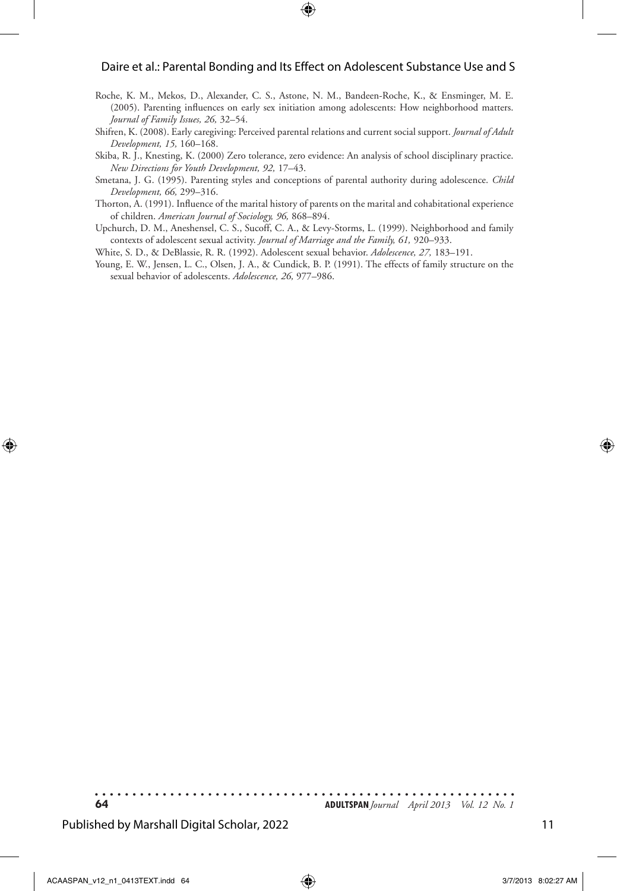Roche, K. M., Mekos, D., Alexander, C. S., Astone, N. M., Bandeen-Roche, K., & Ensminger, M. E. (2005). Parenting influences on early sex initiation among adolescents: How neighborhood matters. *Journal of Family Issues, 26,* 32–54.

Shifren, K. (2008). Early caregiving: Perceived parental relations and current social support. *Journal of Adult Development, 15,* 160–168.

Skiba, R. J., Knesting, K. (2000) Zero tolerance, zero evidence: An analysis of school disciplinary practice. *New Directions for Youth Development, 92,* 17–43.

Smetana, J. G. (1995). Parenting styles and conceptions of parental authority during adolescence. *Child Development, 66,* 299–316.

Thorton, A. (1991). Influence of the marital history of parents on the marital and cohabitational experience of children. *American Journal of Sociology, 96,* 868–894.

Upchurch, D. M., Aneshensel, C. S., Sucoff, C. A., & Levy-Storms, L. (1999). Neighborhood and family contexts of adolescent sexual activity. *Journal of Marriage and the Family, 61,* 920–933.

White, S. D., & DeBlassie, R. R. (1992). Adolescent sexual behavior. *Adolescence, 27,* 183–191.

Young, E. W., Jensen, L. C., Olsen, J. A., & Cundick, B. P. (1991). The effects of family structure on the sexual behavior of adolescents. *Adolescence, 26,* 977–986.